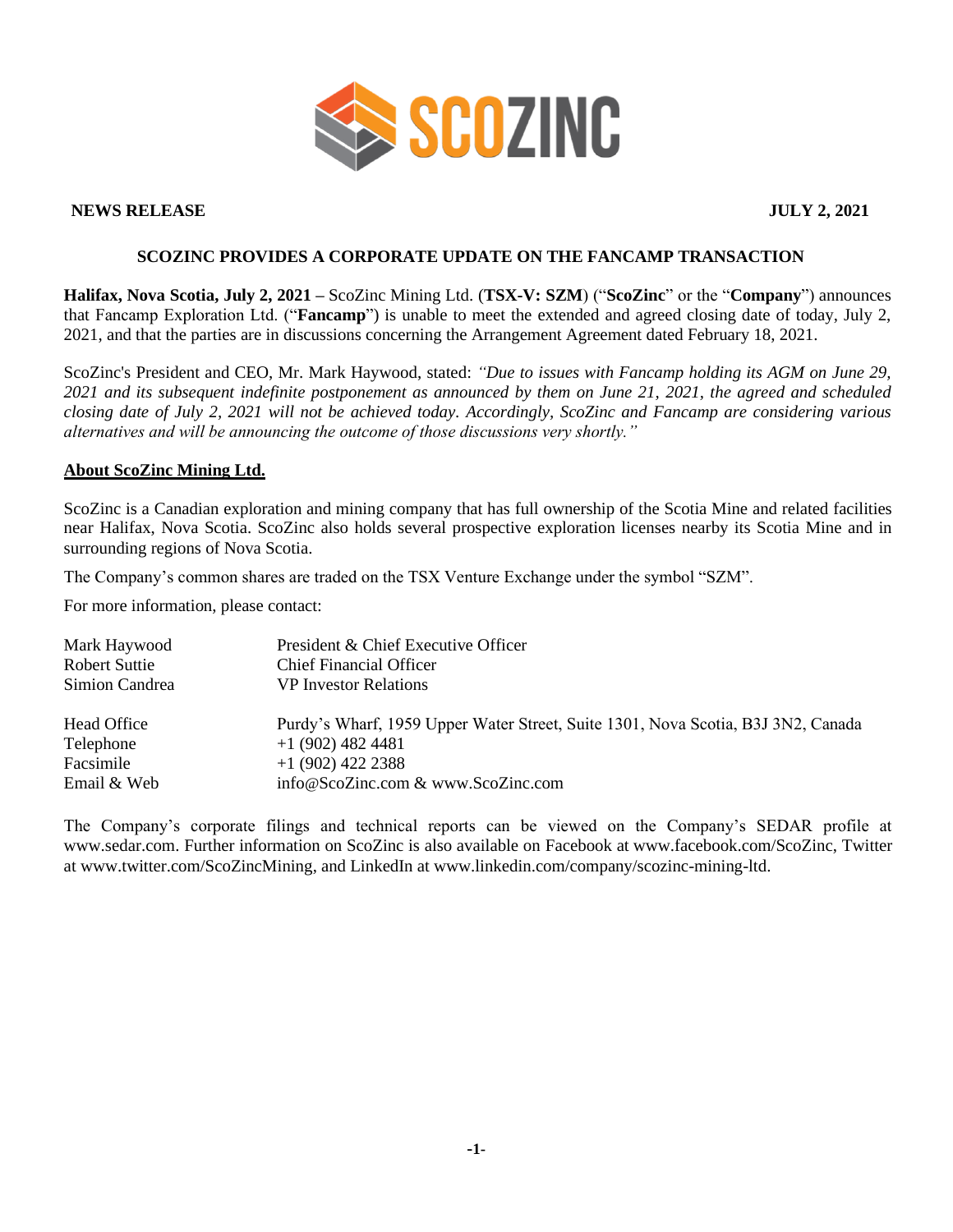**NEWS RELEASE** **JULY 2, 2021**

# SCOZINC PROVIDES A CORPORATE UPDATE ON THE FANCAMP TRANSACTION

**Halifax, Nova Scotia, July 2, 2021 –** ScoZinc Mining Ltd. (**TSX-V: SZM**) ("**ScoZinc**" or the "**Company**") announces that Fancamp Exploration Ltd. ("**Fancamp**") is unable to meet the extended and agreed closing date of today, July 2, 2021, and that the parties are in discussions concerning the Arrangement Agreement dated February 18, 2021.

ScoZinc's President and CEO, Mr. Mark Haywood, stated: *"Due to issues with Fancamp holding its AGM on June 29, 2021 and its subsequent indefinite postponement as announced by them on June 21, 2021, the agreed and scheduled closing date of July 2, 2021 will not be achieved today. Accordingly, ScoZinc and Fancamp are considering various alternatives and will be announcing the outcome of those discussions very shortly."*

## About ScoZinc Mining Ltd.

ScoZinc is a Canadian exploration and mining company that has full ownership of the Scotia Mine and related facilities near Halifax, Nova Scotia. ScoZinc also holds several prospective exploration licenses nearby its Scotia Mine and in surrounding regions of Nova Scotia.

The Company's common shares are traded on the TSX Venture Exchange under the symbol "SZM".

For more information, please contact:

| | |
|---|---|
| Mark Haywood | President & Chief Executive Officer |
| Robert Suttie | Chief Financial Officer |
| Simion Candrea | VP Investor Relations |
| Head Office | Purdy's Wharf, 1959 Upper Water Street, Suite 1301, Nova Scotia, B3J 3N2, Canada |
| Telephone | +1 (902) 482 4481 |
| Facsimile | +1 (902) 422 2388 |
| Email & Web | info@ScoZinc.com & www.ScoZinc.com |

The Company's corporate filings and technical reports can be viewed on the Company's SEDAR profile at www.sedar.com. Further information on ScoZinc is also available on Facebook at www.facebook.com/ScoZinc, Twitter at www.twitter.com/ScoZincMining, and LinkedIn at www.linkedin.com/company/scozinc-mining-ltd.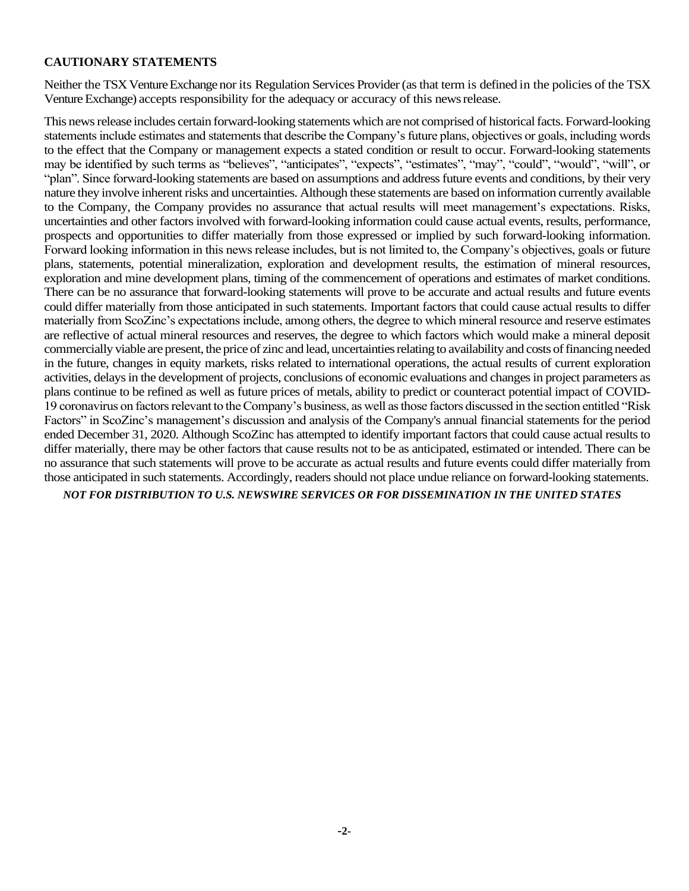**CAUTIONARY STATEMENTS**

Neither the TSX Venture Exchange nor its Regulation Services Provider (as that term is defined in the policies of the TSX Venture Exchange) accepts responsibility for the adequacy or accuracy of this news release.

This news release includes certain forward-looking statements which are not comprised of historical facts. Forward-looking statements include estimates and statements that describe the Company's future plans, objectives or goals, including words to the effect that the Company or management expects a stated condition or result to occur. Forward-looking statements may be identified by such terms as "believes", "anticipates", "expects", "estimates", "may", "could", "would", "will", or "plan". Since forward-looking statements are based on assumptions and address future events and conditions, by their very nature they involve inherent risks and uncertainties. Although these statements are based on information currently available to the Company, the Company provides no assurance that actual results will meet management's expectations. Risks, uncertainties and other factors involved with forward-looking information could cause actual events, results, performance, prospects and opportunities to differ materially from those expressed or implied by such forward-looking information. Forward looking information in this news release includes, but is not limited to, the Company's objectives, goals or future plans, statements, potential mineralization, exploration and development results, the estimation of mineral resources, exploration and mine development plans, timing of the commencement of operations and estimates of market conditions. There can be no assurance that forward-looking statements will prove to be accurate and actual results and future events could differ materially from those anticipated in such statements. Important factors that could cause actual results to differ materially from ScoZinc's expectations include, among others, the degree to which mineral resource and reserve estimates are reflective of actual mineral resources and reserves, the degree to which factors which would make a mineral deposit commercially viable are present, the price of zinc and lead, uncertainties relating to availability and costs of financing needed in the future, changes in equity markets, risks related to international operations, the actual results of current exploration activities, delays in the development of projects, conclusions of economic evaluations and changes in project parameters as plans continue to be refined as well as future prices of metals, ability to predict or counteract potential impact of COVID-19 coronavirus on factors relevant to the Company's business, as well as those factors discussed in the section entitled "Risk Factors" in ScoZinc's management's discussion and analysis of the Company's annual financial statements for the period ended December 31, 2020. Although ScoZinc has attempted to identify important factors that could cause actual results to differ materially, there may be other factors that cause results not to be as anticipated, estimated or intended. There can be no assurance that such statements will prove to be accurate as actual results and future events could differ materially from those anticipated in such statements. Accordingly, readers should not place undue reliance on forward-looking statements.

***NOT FOR DISTRIBUTION TO U.S. NEWSWIRE SERVICES OR FOR DISSEMINATION IN THE UNITED STATES***